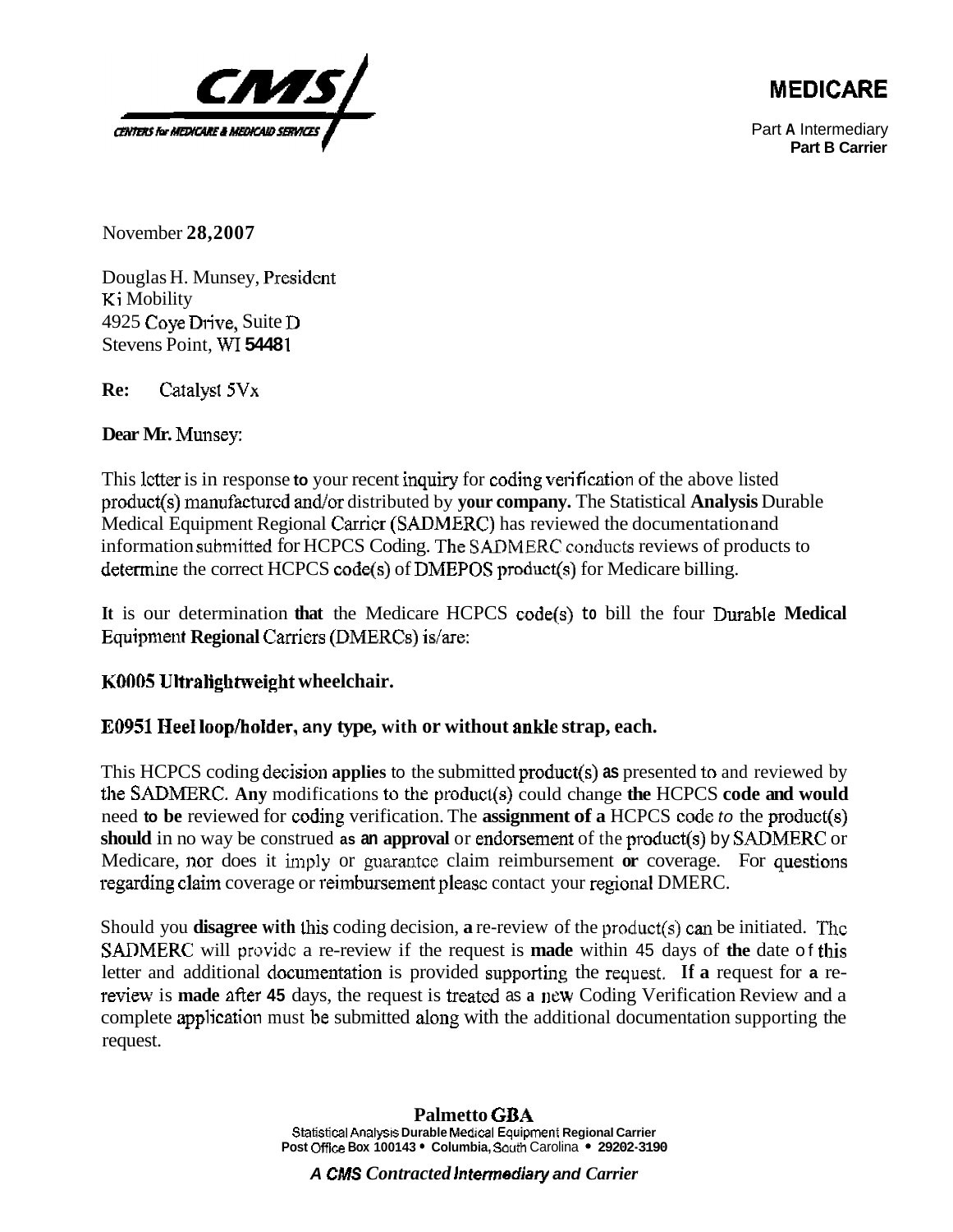**MEDICARE**

Part A Intermediary
**Part B Carrier**

November 28, 2007

Douglas H. Munsey, President
Ki Mobility
4925 Coye Drive, Suite D
Stevens Point, WI 54481

**Re:** Catalyst 5Vx

**Dear Mr. Munsey:**

This letter is in response to your recent inquiry for coding verification of the above listed product(s) manufactured and/or distributed by your company. The Statistical Analysis Durable Medical Equipment Regional Carrier (SADMERC) has reviewed the documentation and information submitted for HCPCS Coding. The SADMERC conducts reviews of products to determine the correct HCPCS code(s) of DMEPOS product(s) for Medicare billing.

It is our determination that the Medicare HCPCS code(s) to bill the four Durable Medical Equipment Regional Carriers (DMERCs) is/are:

**K0005 Ultralightweight wheelchair.**

**E0951 Heel loop/holder, any type, with or without ankle strap, each.**

This HCPCS coding decision applies to the submitted product(s) as presented to and reviewed by the SADMERC. Any modifications to the product(s) could change the HCPCS code and would need to be reviewed for coding verification. The assignment of a HCPCS code to the product(s) should in no way be construed as an approval or endorsement of the product(s) by SADMERC or Medicare, nor does it imply or guarantee claim reimbursement or coverage. For questions regarding claim coverage or reimbursement please contact your regional DMERC.

Should you disagree with this coding decision, a re-review of the product(s) can be initiated. The SADMERC will provide a re-review if the request is made within 45 days of the date of this letter and additional documentation is provided supporting the request. If a request for a re-review is made after 45 days, the request is treated as a new Coding Verification Review and a complete application must be submitted along with the additional documentation supporting the request.

**Palmetto GBA**
Statistical Analysis Durable Medical Equipment Regional Carrier
Post Office Box 100143 • Columbia, South Carolina • 29202-3190

*A CMS Contracted Intermediary and Carrier*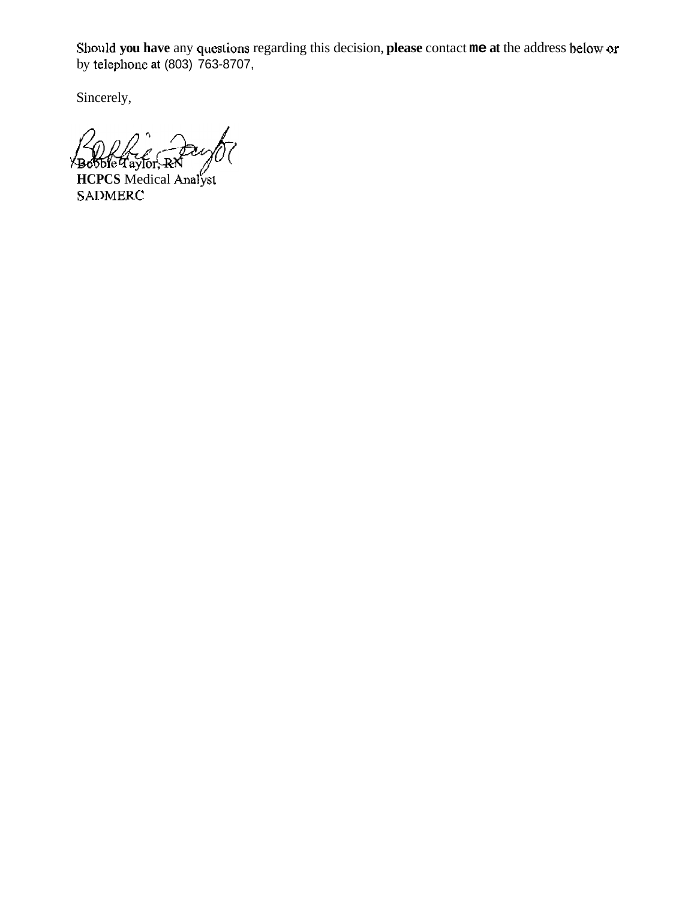Should you have any questions regarding this decision, please contact me at the address below or by telephone at (803) 763-8707,

Sincerely,

Bobbie Taylor, RN
**HCPCS** Medical Analyst
SADMERC